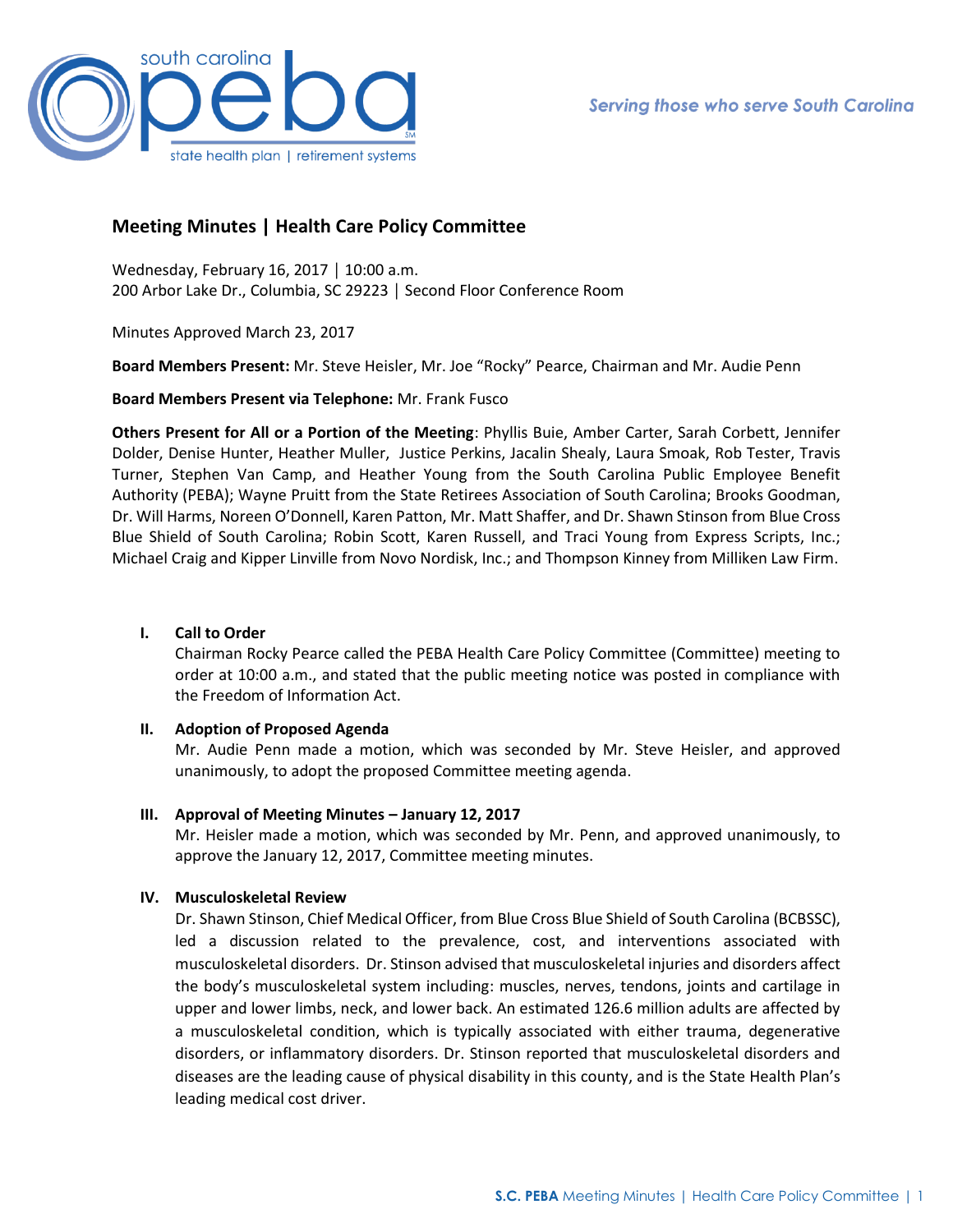# Meeting Minutes | Health Care Policy Committee

Wednesday, February 16, 2017 | 10:00 a.m.
200 Arbor Lake Dr., Columbia, SC 29223 | Second Floor Conference Room

Minutes Approved March 23, 2017

**Board Members Present:** Mr. Steve Heisler, Mr. Joe "Rocky" Pearce, Chairman and Mr. Audie Penn

**Board Members Present via Telephone:** Mr. Frank Fusco

**Others Present for All or a Portion of the Meeting**: Phyllis Buie, Amber Carter, Sarah Corbett, Jennifer Dolder, Denise Hunter, Heather Muller, Justice Perkins, Jacalin Shealy, Laura Smoak, Rob Tester, Travis Turner, Stephen Van Camp, and Heather Young from the South Carolina Public Employee Benefit Authority (PEBA); Wayne Pruitt from the State Retirees Association of South Carolina; Brooks Goodman, Dr. Will Harms, Noreen O'Donnell, Karen Patton, Mr. Matt Shaffer, and Dr. Shawn Stinson from Blue Cross Blue Shield of South Carolina; Robin Scott, Karen Russell, and Traci Young from Express Scripts, Inc.; Michael Craig and Kipper Linville from Novo Nordisk, Inc.; and Thompson Kinney from Milliken Law Firm.

## I. Call to Order

Chairman Rocky Pearce called the PEBA Health Care Policy Committee (Committee) meeting to order at 10:00 a.m., and stated that the public meeting notice was posted in compliance with the Freedom of Information Act.

## II. Adoption of Proposed Agenda

Mr. Audie Penn made a motion, which was seconded by Mr. Steve Heisler, and approved unanimously, to adopt the proposed Committee meeting agenda.

## III. Approval of Meeting Minutes – January 12, 2017

Mr. Heisler made a motion, which was seconded by Mr. Penn, and approved unanimously, to approve the January 12, 2017, Committee meeting minutes.

## IV. Musculoskeletal Review

Dr. Shawn Stinson, Chief Medical Officer, from Blue Cross Blue Shield of South Carolina (BCBSSC), led a discussion related to the prevalence, cost, and interventions associated with musculoskeletal disorders. Dr. Stinson advised that musculoskeletal injuries and disorders affect the body's musculoskeletal system including: muscles, nerves, tendons, joints and cartilage in upper and lower limbs, neck, and lower back. An estimated 126.6 million adults are affected by a musculoskeletal condition, which is typically associated with either trauma, degenerative disorders, or inflammatory disorders. Dr. Stinson reported that musculoskeletal disorders and diseases are the leading cause of physical disability in this county, and is the State Health Plan's leading medical cost driver.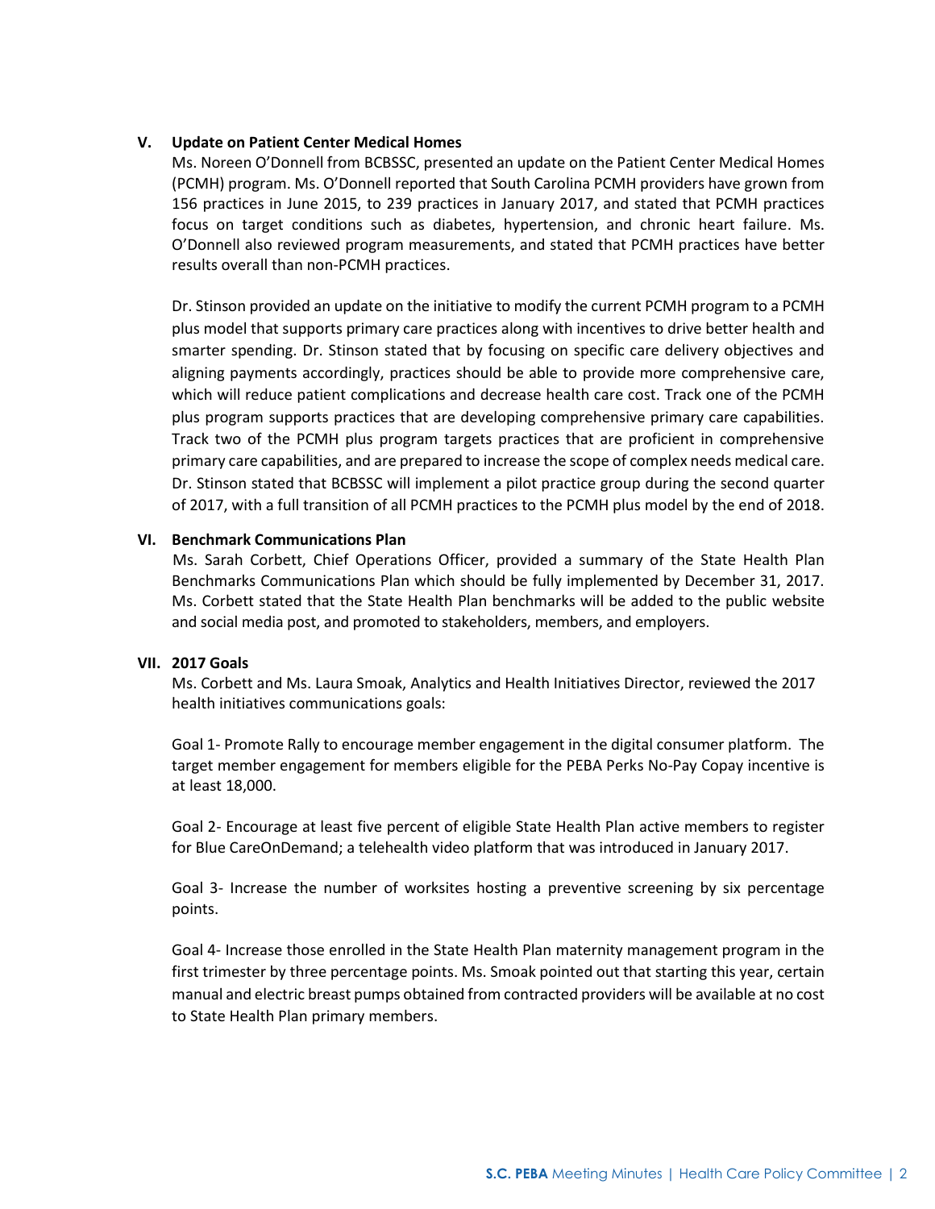### V. Update on Patient Center Medical Homes

Ms. Noreen O'Donnell from BCBSSC, presented an update on the Patient Center Medical Homes (PCMH) program. Ms. O'Donnell reported that South Carolina PCMH providers have grown from 156 practices in June 2015, to 239 practices in January 2017, and stated that PCMH practices focus on target conditions such as diabetes, hypertension, and chronic heart failure. Ms. O'Donnell also reviewed program measurements, and stated that PCMH practices have better results overall than non-PCMH practices.

Dr. Stinson provided an update on the initiative to modify the current PCMH program to a PCMH plus model that supports primary care practices along with incentives to drive better health and smarter spending. Dr. Stinson stated that by focusing on specific care delivery objectives and aligning payments accordingly, practices should be able to provide more comprehensive care, which will reduce patient complications and decrease health care cost. Track one of the PCMH plus program supports practices that are developing comprehensive primary care capabilities. Track two of the PCMH plus program targets practices that are proficient in comprehensive primary care capabilities, and are prepared to increase the scope of complex needs medical care. Dr. Stinson stated that BCBSSC will implement a pilot practice group during the second quarter of 2017, with a full transition of all PCMH practices to the PCMH plus model by the end of 2018.

### VI. Benchmark Communications Plan

Ms. Sarah Corbett, Chief Operations Officer, provided a summary of the State Health Plan Benchmarks Communications Plan which should be fully implemented by December 31, 2017. Ms. Corbett stated that the State Health Plan benchmarks will be added to the public website and social media post, and promoted to stakeholders, members, and employers.

### VII. 2017 Goals

Ms. Corbett and Ms. Laura Smoak, Analytics and Health Initiatives Director, reviewed the 2017 health initiatives communications goals:

Goal 1- Promote Rally to encourage member engagement in the digital consumer platform. The target member engagement for members eligible for the PEBA Perks No-Pay Copay incentive is at least 18,000.

Goal 2- Encourage at least five percent of eligible State Health Plan active members to register for Blue CareOnDemand; a telehealth video platform that was introduced in January 2017.

Goal 3- Increase the number of worksites hosting a preventive screening by six percentage points.

Goal 4- Increase those enrolled in the State Health Plan maternity management program in the first trimester by three percentage points. Ms. Smoak pointed out that starting this year, certain manual and electric breast pumps obtained from contracted providers will be available at no cost to State Health Plan primary members.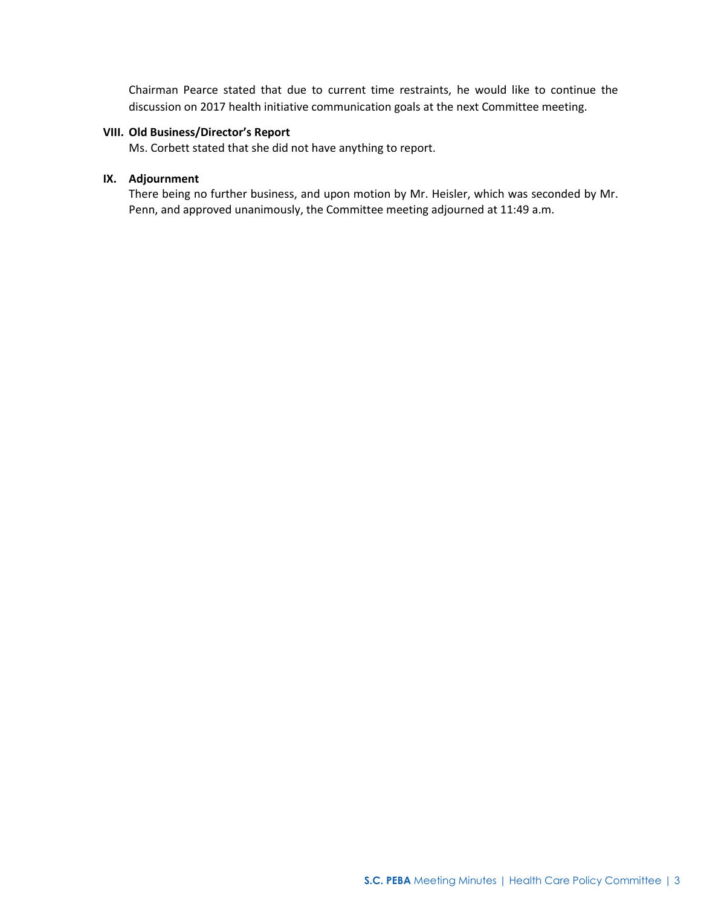Chairman Pearce stated that due to current time restraints, he would like to continue the discussion on 2017 health initiative communication goals at the next Committee meeting.

**VIII. Old Business/Director's Report**

Ms. Corbett stated that she did not have anything to report.

**IX. Adjournment**

There being no further business, and upon motion by Mr. Heisler, which was seconded by Mr. Penn, and approved unanimously, the Committee meeting adjourned at 11:49 a.m.